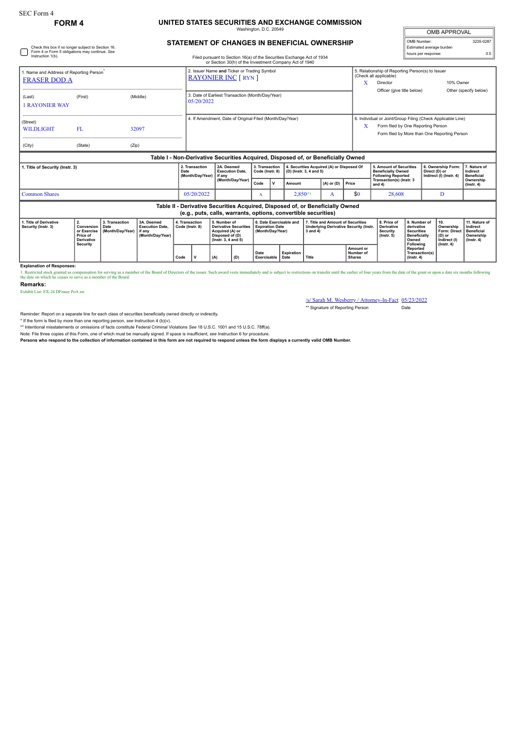SEC Form 4

**FORM 4**

# UNITED STATES SECURITIES AND EXCHANGE COMMISSION

Washington, D.C. 20549

## STATEMENT OF CHANGES IN BENEFICIAL OWNERSHIP

Filed pursuant to Section 16(a) of the Securities Exchange Act of 1934 or Section 30(h) of the Investment Company Act of 1940

| OMB APPROVAL | |
|---|---|
| OMB Number: | 3235-0287 |
| Estimated average burden | |
| hours per response: | 0.5 |

☐ Check this box if no longer subject to Section 16. Form 4 or Form 5 obligations may continue. *See* Instruction 1(b).

1. Name and Address of Reporting Person*
FRASER DOD A

(Last) (First) (Middle)
1 RAYONIER WAY

(Street)
WILDLIGHT FL 32097

(City) (State) (Zip)

2. Issuer Name **and** Ticker or Trading Symbol
RAYONIER INC [ RYN ]

3. Date of Earliest Transaction (Month/Day/Year)
05/20/2022

4. If Amendment, Date of Original Filed (Month/Day/Year)

5. Relationship of Reporting Person(s) to Issuer (Check all applicable)
X Director
10% Owner
Officer (give title below)
Other (specify below)

6. Individual or Joint/Group Filing (Check Applicable Line)
X Form filed by One Reporting Person
Form filed by More than One Reporting Person

**Table I - Non-Derivative Securities Acquired, Disposed of, or Beneficially Owned**

| 1. Title of Security (Instr. 3) | 2. Transaction Date (Month/Day/Year) | 2A. Deemed Execution Date, if any (Month/Day/Year) | 3. Transaction Code (Instr. 8) | | 4. Securities Acquired (A) or Disposed Of (D) (Instr. 3, 4 and 5) | | | 5. Amount of Securities Beneficially Owned Following Reported Transaction(s) (Instr. 3 and 4) | 6. Ownership Form: Direct (D) or Indirect (I) (Instr. 4) | 7. Nature of Indirect Beneficial Ownership (Instr. 4) |
|---|---|---|---|---|---|---|---|---|---|---|
| | | | Code | V | Amount | (A) or (D) | Price | | | |
| Common Shares | 05/20/2022 | | A | | 2,850[1] | A | $0 | 28,608 | D | |

**Table II - Derivative Securities Acquired, Disposed of, or Beneficially Owned (e.g., puts, calls, warrants, options, convertible securities)**

| 1. Title of Derivative Security (Instr. 3) | 2. Conversion or Exercise Price of Derivative Security | 3. Transaction Date (Month/Day/Year) | 3A. Deemed Execution Date, if any (Month/Day/Year) | 4. Transaction Code (Instr. 8) | | 5. Number of Derivative Securities Acquired (A) or Disposed of (D) (Instr. 3, 4 and 5) | | 6. Date Exercisable and Expiration Date (Month/Day/Year) | | 7. Title and Amount of Securities Underlying Derivative Security (Instr. 3 and 4) | | 8. Price of Derivative Security (Instr. 5) | 9. Number of derivative Securities Beneficially Owned Following Reported Transaction(s) (Instr. 4) | 10. Ownership Form: Direct (D) or Indirect (I) (Instr. 4) | 11. Nature of Indirect Beneficial Ownership (Instr. 4) |
|---|---|---|---|---|---|---|---|---|---|---|---|---|---|---|---|
| | | | | Code | V | (A) | (D) | Date Exercisable | Expiration Date | Title | Amount or Number of Shares | | | | |

**Explanation of Responses:**

1. Restricted stock granted as compensation for serving as a member of the Board of Directors of the issuer. Such award vests immediately and is subject to restrictions on transfer until the earlier of four years from the date of the grant or upon a date six months following the date on which he ceases to serve as a member of the Board.

**Remarks:**

Exhibit List: EX-24 DFraser PoA sw

/s/ Sarah M. Wesberry / Attorney-In-Fact 05/23/2022

** Signature of Reporting Person Date

Reminder: Report on a separate line for each class of securities beneficially owned directly or indirectly.

* If the form is filed by more than one reporting person, *see* Instruction 4 (b)(v).

** Intentional misstatements or omissions of facts constitute Federal Criminal Violations *See* 18 U.S.C. 1001 and 15 U.S.C. 78ff(a).

Note: File three copies of this Form, one of which must be manually signed. If space is insufficient, *see* Instruction 6 for procedure.

**Persons who respond to the collection of information contained in this form are not required to respond unless the form displays a currently valid OMB Number.**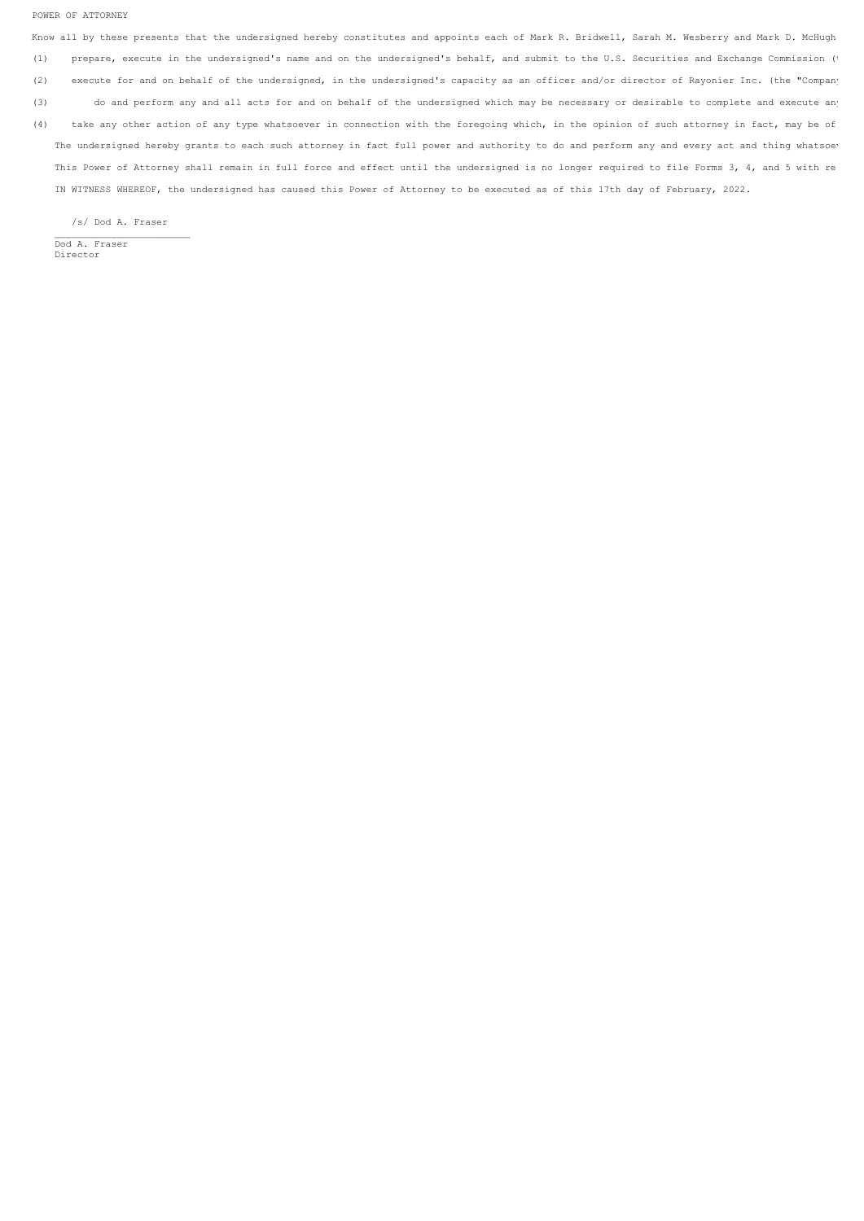POWER OF ATTORNEY

Know all by these presents that the undersigned hereby constitutes and appoints each of Mark R. Bridwell, Sarah M. Wesberry and Mark D. McHugh

(1) prepare, execute in the undersigned's name and on the undersigned's behalf, and submit to the U.S. Securities and Exchange Commission (

(2) execute for and on behalf of the undersigned, in the undersigned's capacity as an officer and/or director of Rayonier Inc. (the "Compan

(3) do and perform any and all acts for and on behalf of the undersigned which may be necessary or desirable to complete and execute an

(4) take any other action of any type whatsoever in connection with the foregoing which, in the opinion of such attorney in fact, may be of

The undersigned hereby grants to each such attorney in fact full power and authority to do and perform any and every act and thing whatsoe

This Power of Attorney shall remain in full force and effect until the undersigned is no longer required to file Forms 3, 4, and 5 with re

IN WITNESS WHEREOF, the undersigned has caused this Power of Attorney to be executed as of this 17th day of February, 2022.

/s/ Dod A. Fraser

Dod A. Fraser
Director